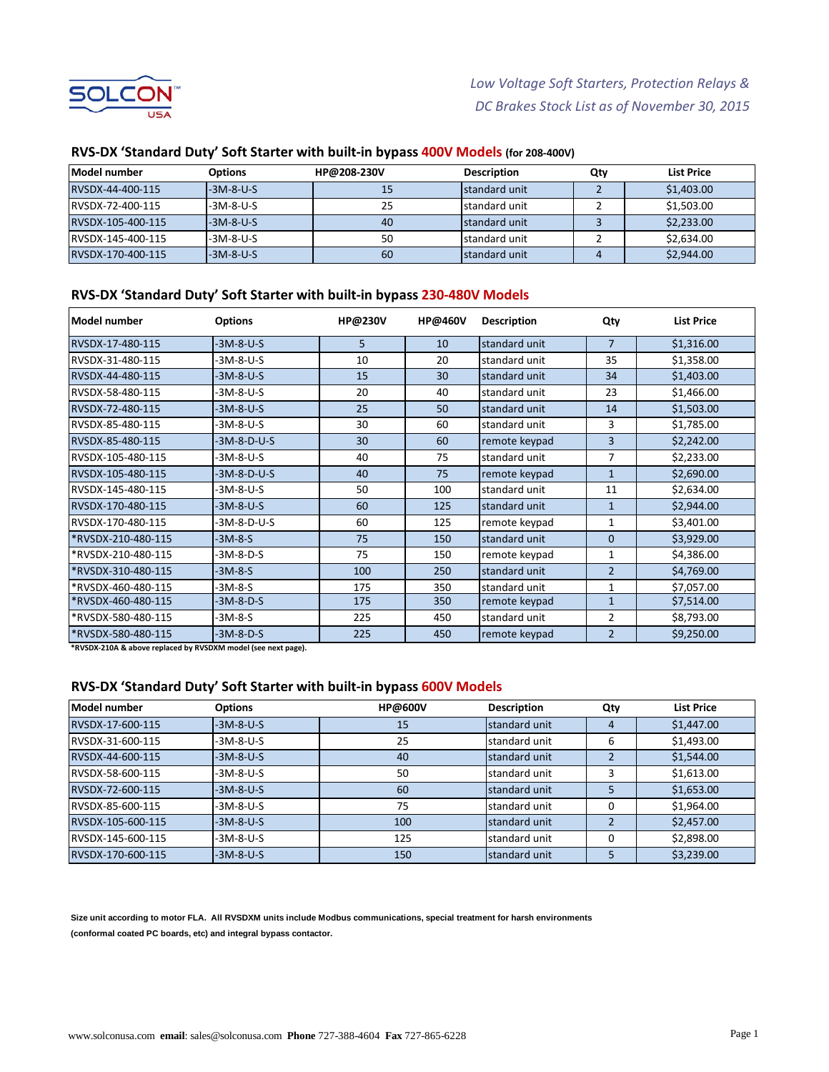SOLCON USA

*Low Voltage Soft Starters, Protection Relays & DC Brakes Stock List as of November 30, 2015*

## RVS-DX 'Standard Duty' Soft Starter with built-in bypass 400V Models (for 208-400V)

| Model number | Options | HP@208-230V | Description | Qty | List Price |
|---|---|---|---|---|---|
| RVSDX-44-400-115 | -3M-8-U-S | 15 | standard unit | 2 | $1,403.00 |
| RVSDX-72-400-115 | -3M-8-U-S | 25 | standard unit | 2 | $1,503.00 |
| RVSDX-105-400-115 | -3M-8-U-S | 40 | standard unit | 3 | $2,233.00 |
| RVSDX-145-400-115 | -3M-8-U-S | 50 | standard unit | 2 | $2,634.00 |
| RVSDX-170-400-115 | -3M-8-U-S | 60 | standard unit | 4 | $2,944.00 |

## RVS-DX 'Standard Duty' Soft Starter with built-in bypass 230-480V Models

| Model number | Options | HP@230V | HP@460V | Description | Qty | List Price |
|---|---|---|---|---|---|---|
| RVSDX-17-480-115 | -3M-8-U-S | 5 | 10 | standard unit | 7 | $1,316.00 |
| RVSDX-31-480-115 | -3M-8-U-S | 10 | 20 | standard unit | 35 | $1,358.00 |
| RVSDX-44-480-115 | -3M-8-U-S | 15 | 30 | standard unit | 34 | $1,403.00 |
| RVSDX-58-480-115 | -3M-8-U-S | 20 | 40 | standard unit | 23 | $1,466.00 |
| RVSDX-72-480-115 | -3M-8-U-S | 25 | 50 | standard unit | 14 | $1,503.00 |
| RVSDX-85-480-115 | -3M-8-U-S | 30 | 60 | standard unit | 3 | $1,785.00 |
| RVSDX-85-480-115 | -3M-8-D-U-S | 30 | 60 | remote keypad | 3 | $2,242.00 |
| RVSDX-105-480-115 | -3M-8-U-S | 40 | 75 | standard unit | 7 | $2,233.00 |
| RVSDX-105-480-115 | -3M-8-D-U-S | 40 | 75 | remote keypad | 1 | $2,690.00 |
| RVSDX-145-480-115 | -3M-8-U-S | 50 | 100 | standard unit | 11 | $2,634.00 |
| RVSDX-170-480-115 | -3M-8-U-S | 60 | 125 | standard unit | 1 | $2,944.00 |
| RVSDX-170-480-115 | -3M-8-D-U-S | 60 | 125 | remote keypad | 1 | $3,401.00 |
| *RVSDX-210-480-115 | -3M-8-S | 75 | 150 | standard unit | 0 | $3,929.00 |
| *RVSDX-210-480-115 | -3M-8-D-S | 75 | 150 | remote keypad | 1 | $4,386.00 |
| *RVSDX-310-480-115 | -3M-8-S | 100 | 250 | standard unit | 2 | $4,769.00 |
| *RVSDX-460-480-115 | -3M-8-S | 175 | 350 | standard unit | 1 | $7,057.00 |
| *RVSDX-460-480-115 | -3M-8-D-S | 175 | 350 | remote keypad | 1 | $7,514.00 |
| *RVSDX-580-480-115 | -3M-8-S | 225 | 450 | standard unit | 2 | $8,793.00 |
| *RVSDX-580-480-115 | -3M-8-D-S | 225 | 450 | remote keypad | 2 | $9,250.00 |

**\*RVSDX-210A & above replaced by RVSDXM model (see next page).**

## RVS-DX 'Standard Duty' Soft Starter with built-in bypass 600V Models

| Model number | Options | HP@600V | Description | Qty | List Price |
|---|---|---|---|---|---|
| RVSDX-17-600-115 | -3M-8-U-S | 15 | standard unit | 4 | $1,447.00 |
| RVSDX-31-600-115 | -3M-8-U-S | 25 | standard unit | 6 | $1,493.00 |
| RVSDX-44-600-115 | -3M-8-U-S | 40 | standard unit | 2 | $1,544.00 |
| RVSDX-58-600-115 | -3M-8-U-S | 50 | standard unit | 3 | $1,613.00 |
| RVSDX-72-600-115 | -3M-8-U-S | 60 | standard unit | 5 | $1,653.00 |
| RVSDX-85-600-115 | -3M-8-U-S | 75 | standard unit | 0 | $1,964.00 |
| RVSDX-105-600-115 | -3M-8-U-S | 100 | standard unit | 2 | $2,457.00 |
| RVSDX-145-600-115 | -3M-8-U-S | 125 | standard unit | 0 | $2,898.00 |
| RVSDX-170-600-115 | -3M-8-U-S | 150 | standard unit | 5 | $3,239.00 |

**Size unit according to motor FLA. All RVSDXM units include Modbus communications, special treatment for harsh environments (conformal coated PC boards, etc) and integral bypass contactor.**

www.solconusa.com **email**: sales@solconusa.com **Phone** 727-388-4604 **Fax** 727-865-6228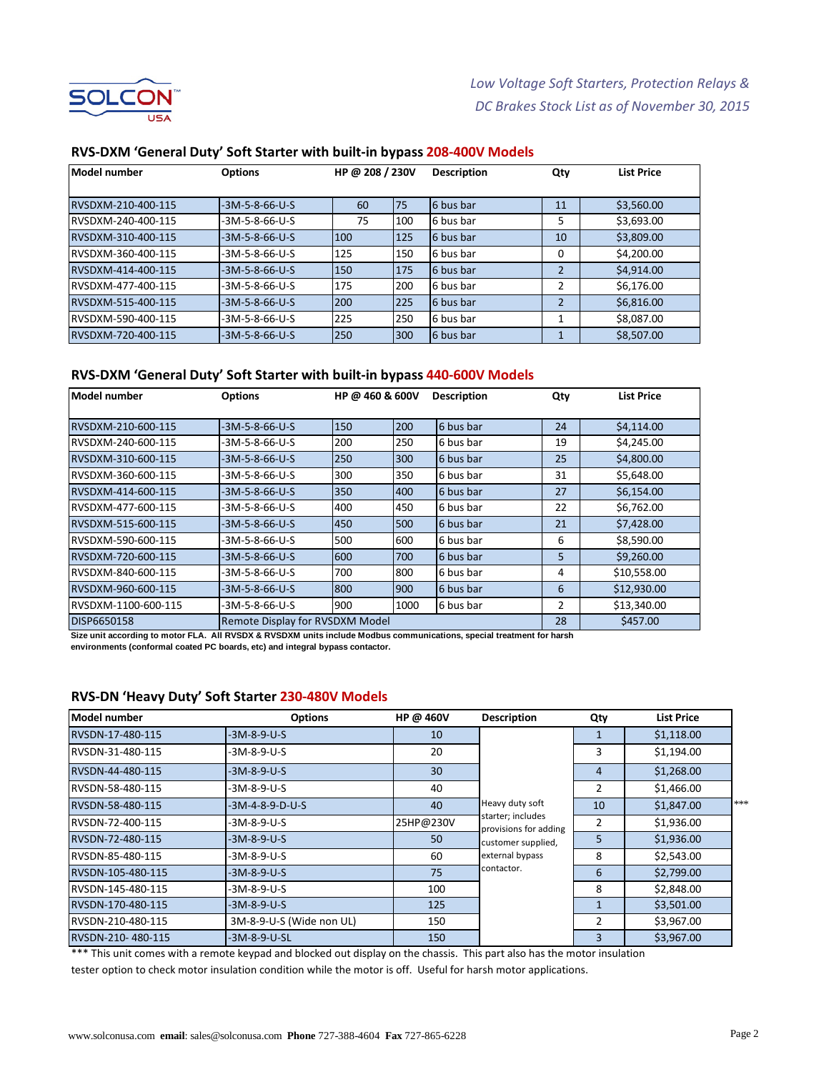*Low Voltage Soft Starters, Protection Relays & DC Brakes Stock List as of November 30, 2015*

## RVS-DXM 'General Duty' Soft Starter with built-in bypass 208-400V Models

| Model number | Options | HP @ 208 / 230V | | Description | Qty | List Price |
|---|---|---|---|---|---|---|
| RVSDXM-210-400-115 | -3M-5-8-66-U-S | 60 | 75 | 6 bus bar | 11 | $3,560.00 |
| RVSDXM-240-400-115 | -3M-5-8-66-U-S | 75 | 100 | 6 bus bar | 5 | $3,693.00 |
| RVSDXM-310-400-115 | -3M-5-8-66-U-S | 100 | 125 | 6 bus bar | 10 | $3,809.00 |
| RVSDXM-360-400-115 | -3M-5-8-66-U-S | 125 | 150 | 6 bus bar | 0 | $4,200.00 |
| RVSDXM-414-400-115 | -3M-5-8-66-U-S | 150 | 175 | 6 bus bar | 2 | $4,914.00 |
| RVSDXM-477-400-115 | -3M-5-8-66-U-S | 175 | 200 | 6 bus bar | 2 | $6,176.00 |
| RVSDXM-515-400-115 | -3M-5-8-66-U-S | 200 | 225 | 6 bus bar | 2 | $6,816.00 |
| RVSDXM-590-400-115 | -3M-5-8-66-U-S | 225 | 250 | 6 bus bar | 1 | $8,087.00 |
| RVSDXM-720-400-115 | -3M-5-8-66-U-S | 250 | 300 | 6 bus bar | 1 | $8,507.00 |

## RVS-DXM 'General Duty' Soft Starter with built-in bypass 440-600V Models

| Model number | Options | HP @ 460 & 600V | | Description | Qty | List Price |
|---|---|---|---|---|---|---|
| RVSDXM-210-600-115 | -3M-5-8-66-U-S | 150 | 200 | 6 bus bar | 24 | $4,114.00 |
| RVSDXM-240-600-115 | -3M-5-8-66-U-S | 200 | 250 | 6 bus bar | 19 | $4,245.00 |
| RVSDXM-310-600-115 | -3M-5-8-66-U-S | 250 | 300 | 6 bus bar | 25 | $4,800.00 |
| RVSDXM-360-600-115 | -3M-5-8-66-U-S | 300 | 350 | 6 bus bar | 31 | $5,648.00 |
| RVSDXM-414-600-115 | -3M-5-8-66-U-S | 350 | 400 | 6 bus bar | 27 | $6,154.00 |
| RVSDXM-477-600-115 | -3M-5-8-66-U-S | 400 | 450 | 6 bus bar | 22 | $6,762.00 |
| RVSDXM-515-600-115 | -3M-5-8-66-U-S | 450 | 500 | 6 bus bar | 21 | $7,428.00 |
| RVSDXM-590-600-115 | -3M-5-8-66-U-S | 500 | 600 | 6 bus bar | 6 | $8,590.00 |
| RVSDXM-720-600-115 | -3M-5-8-66-U-S | 600 | 700 | 6 bus bar | 5 | $9,260.00 |
| RVSDXM-840-600-115 | -3M-5-8-66-U-S | 700 | 800 | 6 bus bar | 4 | $10,558.00 |
| RVSDXM-960-600-115 | -3M-5-8-66-U-S | 800 | 900 | 6 bus bar | 6 | $12,930.00 |
| RVSDXM-1100-600-115 | -3M-5-8-66-U-S | 900 | 1000 | 6 bus bar | 2 | $13,340.00 |
| DISP6650158 | Remote Display for RVSDXM Model | | | | 28 | $457.00 |

**Size unit according to motor FLA. All RVSDX & RVSDXM units include Modbus communications, special treatment for harsh environments (conformal coated PC boards, etc) and integral bypass contactor.**

## RVS-DN 'Heavy Duty' Soft Starter 230-480V Models

| Model number | Options | HP @ 460V | Description | Qty | List Price | |
|---|---|---|---|---|---|---|
| RVSDN-17-480-115 | -3M-8-9-U-S | 10 | Heavy duty soft starter; includes provisions for adding customer supplied, external bypass contactor. | 1 | $1,118.00 | |
| RVSDN-31-480-115 | -3M-8-9-U-S | 20 | | 3 | $1,194.00 | |
| RVSDN-44-480-115 | -3M-8-9-U-S | 30 | | 4 | $1,268.00 | |
| RVSDN-58-480-115 | -3M-8-9-U-S | 40 | | 2 | $1,466.00 | |
| RVSDN-58-480-115 | -3M-4-8-9-D-U-S | 40 | | 10 | $1,847.00 | *** |
| RVSDN-72-400-115 | -3M-8-9-U-S | 25HP@230V | | 2 | $1,936.00 | |
| RVSDN-72-480-115 | -3M-8-9-U-S | 50 | | 5 | $1,936.00 | |
| RVSDN-85-480-115 | -3M-8-9-U-S | 60 | | 8 | $2,543.00 | |
| RVSDN-105-480-115 | -3M-8-9-U-S | 75 | | 6 | $2,799.00 | |
| RVSDN-145-480-115 | -3M-8-9-U-S | 100 | | 8 | $2,848.00 | |
| RVSDN-170-480-115 | -3M-8-9-U-S | 125 | | 1 | $3,501.00 | |
| RVSDN-210-480-115 | 3M-8-9-U-S (Wide non UL) | 150 | | 2 | $3,967.00 | |
| RVSDN-210- 480-115 | -3M-8-9-U-SL | 150 | | 3 | $3,967.00 | |

*** This unit comes with a remote keypad and blocked out display on the chassis. This part also has the motor insulation tester option to check motor insulation condition while the motor is off. Useful for harsh motor applications.

www.solconusa.com **email**: sales@solconusa.com **Phone** 727-388-4604 **Fax** 727-865-6228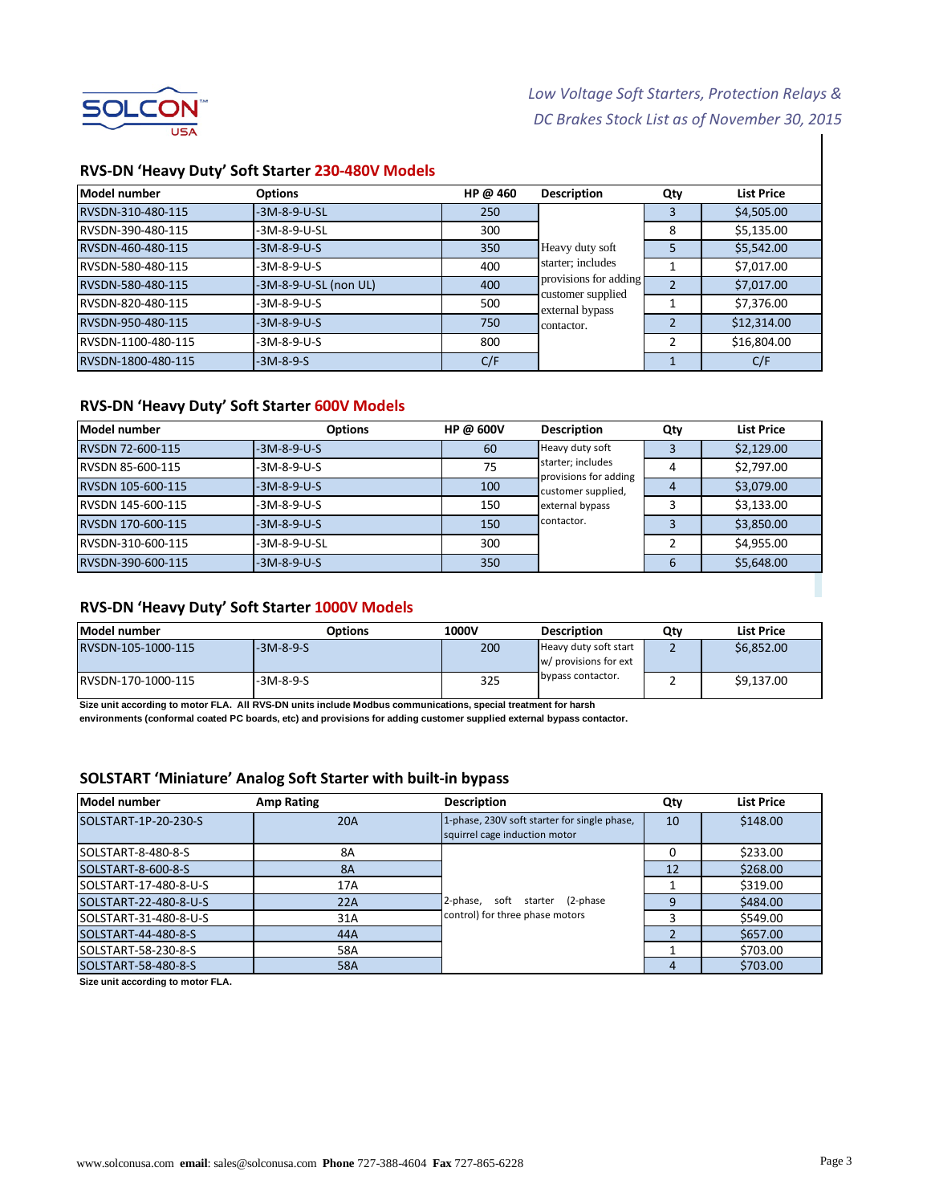*Low Voltage Soft Starters, Protection Relays & DC Brakes Stock List as of November 30, 2015*

## RVS-DN 'Heavy Duty' Soft Starter 230-480V Models

| Model number | Options | HP @ 460 | Description | Qty | List Price |
|---|---|---|---|---|---|
| RVSDN-310-480-115 | -3M-8-9-U-SL | 250 | Heavy duty soft starter; includes provisions for adding customer supplied external bypass contactor. | 3 | $4,505.00 |
| RVSDN-390-480-115 | -3M-8-9-U-SL | 300 | | 8 | $5,135.00 |
| RVSDN-460-480-115 | -3M-8-9-U-S | 350 | | 5 | $5,542.00 |
| RVSDN-580-480-115 | -3M-8-9-U-S | 400 | | 1 | $7,017.00 |
| RVSDN-580-480-115 | -3M-8-9-U-SL (non UL) | 400 | | 2 | $7,017.00 |
| RVSDN-820-480-115 | -3M-8-9-U-S | 500 | | 1 | $7,376.00 |
| RVSDN-950-480-115 | -3M-8-9-U-S | 750 | | 2 | $12,314.00 |
| RVSDN-1100-480-115 | -3M-8-9-U-S | 800 | | 2 | $16,804.00 |
| RVSDN-1800-480-115 | -3M-8-9-S | C/F | | 1 | C/F |

## RVS-DN 'Heavy Duty' Soft Starter 600V Models

| Model number | Options | HP @ 600V | Description | Qty | List Price |
|---|---|---|---|---|---|
| RVSDN 72-600-115 | -3M-8-9-U-S | 60 | Heavy duty soft starter; includes provisions for adding customer supplied, external bypass contactor. | 3 | $2,129.00 |
| RVSDN 85-600-115 | -3M-8-9-U-S | 75 | | 4 | $2,797.00 |
| RVSDN 105-600-115 | -3M-8-9-U-S | 100 | | 4 | $3,079.00 |
| RVSDN 145-600-115 | -3M-8-9-U-S | 150 | | 3 | $3,133.00 |
| RVSDN 170-600-115 | -3M-8-9-U-S | 150 | | 3 | $3,850.00 |
| RVSDN-310-600-115 | -3M-8-9-U-SL | 300 | | 2 | $4,955.00 |
| RVSDN-390-600-115 | -3M-8-9-U-S | 350 | | 6 | $5,648.00 |

## RVS-DN 'Heavy Duty' Soft Starter 1000V Models

| Model number | Options | 1000V | Description | Qty | List Price |
|---|---|---|---|---|---|
| RVSDN-105-1000-115 | -3M-8-9-S | 200 | Heavy duty soft start w/ provisions for ext bypass contactor. | 2 | $6,852.00 |
| RVSDN-170-1000-115 | -3M-8-9-S | 325 | | 2 | $9,137.00 |

**Size unit according to motor FLA. All RVS-DN units include Modbus communications, special treatment for harsh environments (conformal coated PC boards, etc) and provisions for adding customer supplied external bypass contactor.**

## SOLSTART 'Miniature' Analog Soft Starter with built-in bypass

| Model number | Amp Rating | Description | Qty | List Price |
|---|---|---|---|---|
| SOLSTART-1P-20-230-S | 20A | 1-phase, 230V soft starter for single phase, squirrel cage induction motor | 10 | $148.00 |
| SOLSTART-8-480-8-S | 8A | 2-phase, soft starter (2-phase control) for three phase motors | 0 | $233.00 |
| SOLSTART-8-600-8-S | 8A | | 12 | $268.00 |
| SOLSTART-17-480-8-U-S | 17A | | 1 | $319.00 |
| SOLSTART-22-480-8-U-S | 22A | | 9 | $484.00 |
| SOLSTART-31-480-8-U-S | 31A | | 3 | $549.00 |
| SOLSTART-44-480-8-S | 44A | | 2 | $657.00 |
| SOLSTART-58-230-8-S | 58A | | 1 | $703.00 |
| SOLSTART-58-480-8-S | 58A | | 4 | $703.00 |

**Size unit according to motor FLA.**

www.solconusa.com **email**: sales@solconusa.com **Phone** 727-388-4604 **Fax** 727-865-6228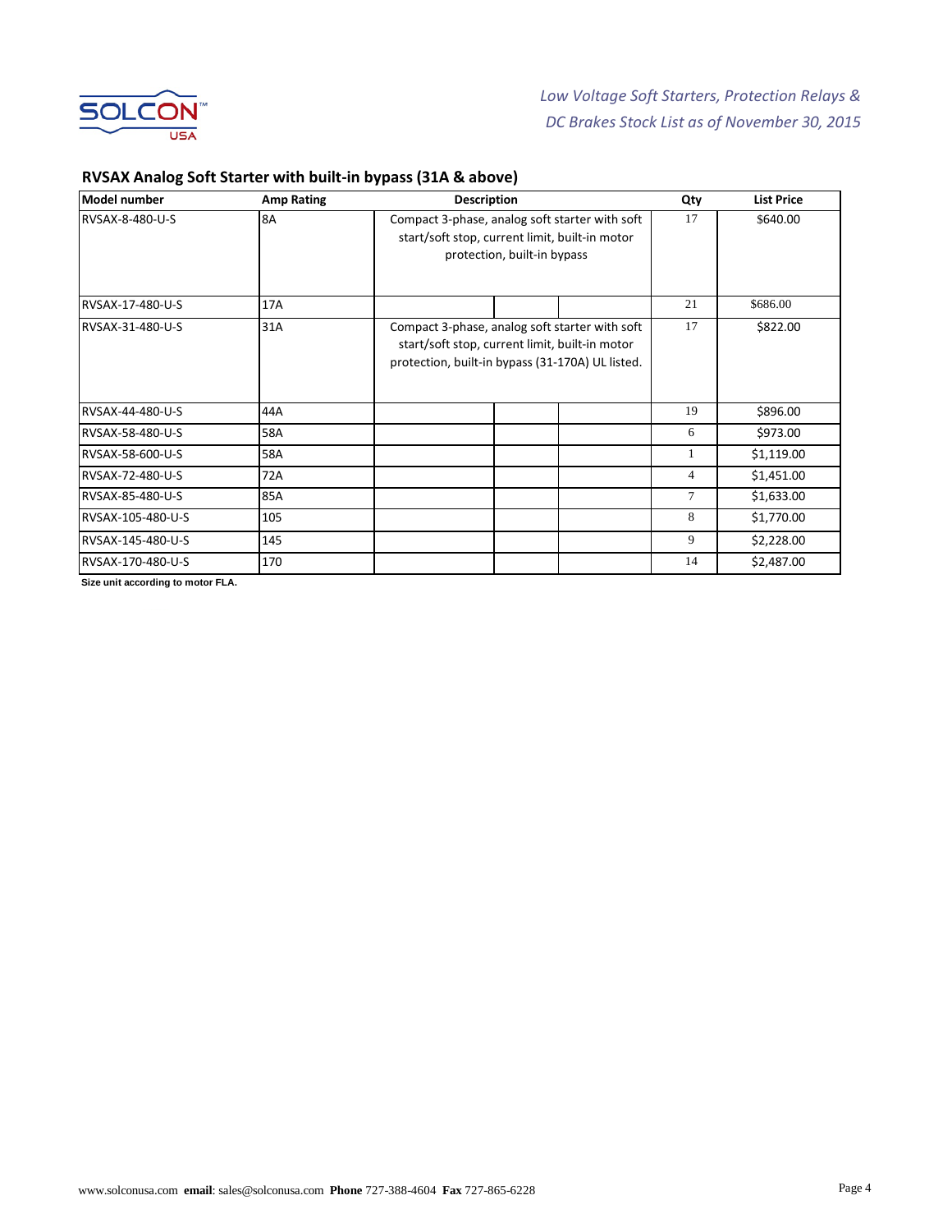*Low Voltage Soft Starters, Protection Relays & DC Brakes Stock List as of November 30, 2015*

## RVSAX Analog Soft Starter with built-in bypass (31A & above)

| Model number | Amp Rating | Description | Qty | List Price |
|---|---|---|---|---|
| RVSAX-8-480-U-S | 8A | Compact 3-phase, analog soft starter with soft start/soft stop, current limit, built-in motor protection, built-in bypass | 17 | $640.00 |
| RVSAX-17-480-U-S | 17A | | 21 | $686.00 |
| RVSAX-31-480-U-S | 31A | Compact 3-phase, analog soft starter with soft start/soft stop, current limit, built-in motor protection, built-in bypass (31-170A) UL listed. | 17 | $822.00 |
| RVSAX-44-480-U-S | 44A | | 19 | $896.00 |
| RVSAX-58-480-U-S | 58A | | 6 | $973.00 |
| RVSAX-58-600-U-S | 58A | | 1 | $1,119.00 |
| RVSAX-72-480-U-S | 72A | | 4 | $1,451.00 |
| RVSAX-85-480-U-S | 85A | | 7 | $1,633.00 |
| RVSAX-105-480-U-S | 105 | | 8 | $1,770.00 |
| RVSAX-145-480-U-S | 145 | | 9 | $2,228.00 |
| RVSAX-170-480-U-S | 170 | | 14 | $2,487.00 |

**Size unit according to motor FLA.**

www.solconusa.com **email**: sales@solconusa.com **Phone** 727-388-4604 **Fax** 727-865-6228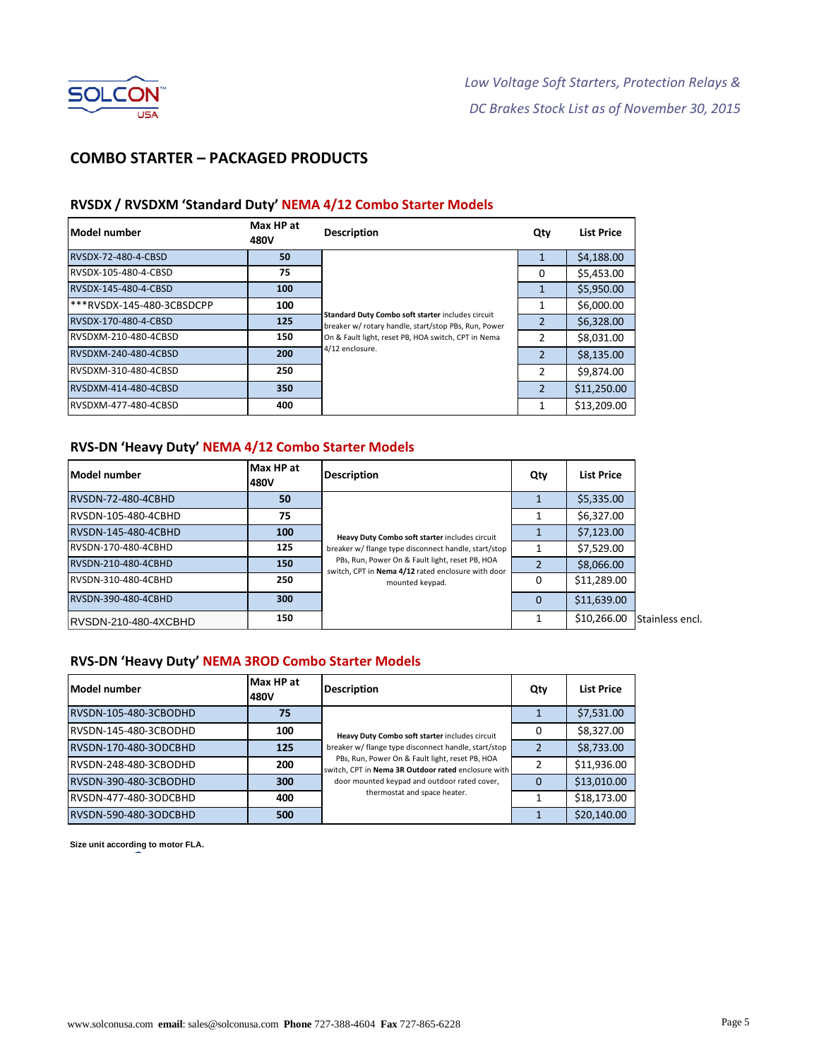## COMBO STARTER – PACKAGED PRODUCTS

### RVSDX / RVSDXM 'Standard Duty' NEMA 4/12 Combo Starter Models

| Model number | Max HP at 480V | Description | Qty | List Price |
|---|---|---|---|---|
| RVSDX-72-480-4-CBSD | 50 | **Standard Duty Combo soft starter** includes circuit breaker w/ rotary handle, start/stop PBs, Run, Power On & Fault light, reset PB, HOA switch, CPT in Nema 4/12 enclosure. | 1 | $4,188.00 |
| RVSDX-105-480-4-CBSD | 75 | | 0 | $5,453.00 |
| RVSDX-145-480-4-CBSD | 100 | | 1 | $5,950.00 |
| ***RVSDX-145-480-3CBSDCPP | 100 | | 1 | $6,000.00 |
| RVSDX-170-480-4-CBSD | 125 | | 2 | $6,328.00 |
| RVSDXM-210-480-4CBSD | 150 | | 2 | $8,031.00 |
| RVSDXM-240-480-4CBSD | 200 | | 2 | $8,135.00 |
| RVSDXM-310-480-4CBSD | 250 | | 2 | $9,874.00 |
| RVSDXM-414-480-4CBSD | 350 | | 2 | $11,250.00 |
| RVSDXM-477-480-4CBSD | 400 | | 1 | $13,209.00 |

### RVS-DN 'Heavy Duty' NEMA 4/12 Combo Starter Models

| Model number | Max HP at 480V | Description | Qty | List Price | |
|---|---|---|---|---|---|
| RVSDN-72-480-4CBHD | 50 | **Heavy Duty Combo soft starter** includes circuit breaker w/ flange type disconnect handle, start/stop PBs, Run, Power On & Fault light, reset PB, HOA switch, CPT in **Nema 4/12** rated enclosure with door mounted keypad. | 1 | $5,335.00 | |
| RVSDN-105-480-4CBHD | 75 | | 1 | $6,327.00 | |
| RVSDN-145-480-4CBHD | 100 | | 1 | $7,123.00 | |
| RVSDN-170-480-4CBHD | 125 | | 1 | $7,529.00 | |
| RVSDN-210-480-4CBHD | 150 | | 2 | $8,066.00 | |
| RVSDN-310-480-4CBHD | 250 | | 0 | $11,289.00 | |
| RVSDN-390-480-4CBHD | 300 | | 0 | $11,639.00 | |
| RVSDN-210-480-4XCBHD | 150 | | 1 | $10,266.00 | Stainless encl. |

### RVS-DN 'Heavy Duty' NEMA 3ROD Combo Starter Models

| Model number | Max HP at 480V | Description | Qty | List Price |
|---|---|---|---|---|
| RVSDN-105-480-3CBODHD | 75 | **Heavy Duty Combo soft starter** includes circuit breaker w/ flange type disconnect handle, start/stop PBs, Run, Power On & Fault light, reset PB, HOA switch, CPT in **Nema 3R Outdoor rated** enclosure with door mounted keypad and outdoor rated cover, thermostat and space heater. | 1 | $7,531.00 |
| RVSDN-145-480-3CBODHD | 100 | | 0 | $8,327.00 |
| RVSDN-170-480-3ODCBHD | 125 | | 2 | $8,733.00 |
| RVSDN-248-480-3CBODHD | 200 | | 2 | $11,936.00 |
| RVSDN-390-480-3CBODHD | 300 | | 0 | $13,010.00 |
| RVSDN-477-480-3ODCBHD | 400 | | 1 | $18,173.00 |
| RVSDN-590-480-3ODCBHD | 500 | | 1 | $20,140.00 |

**Size unit according to motor FLA.**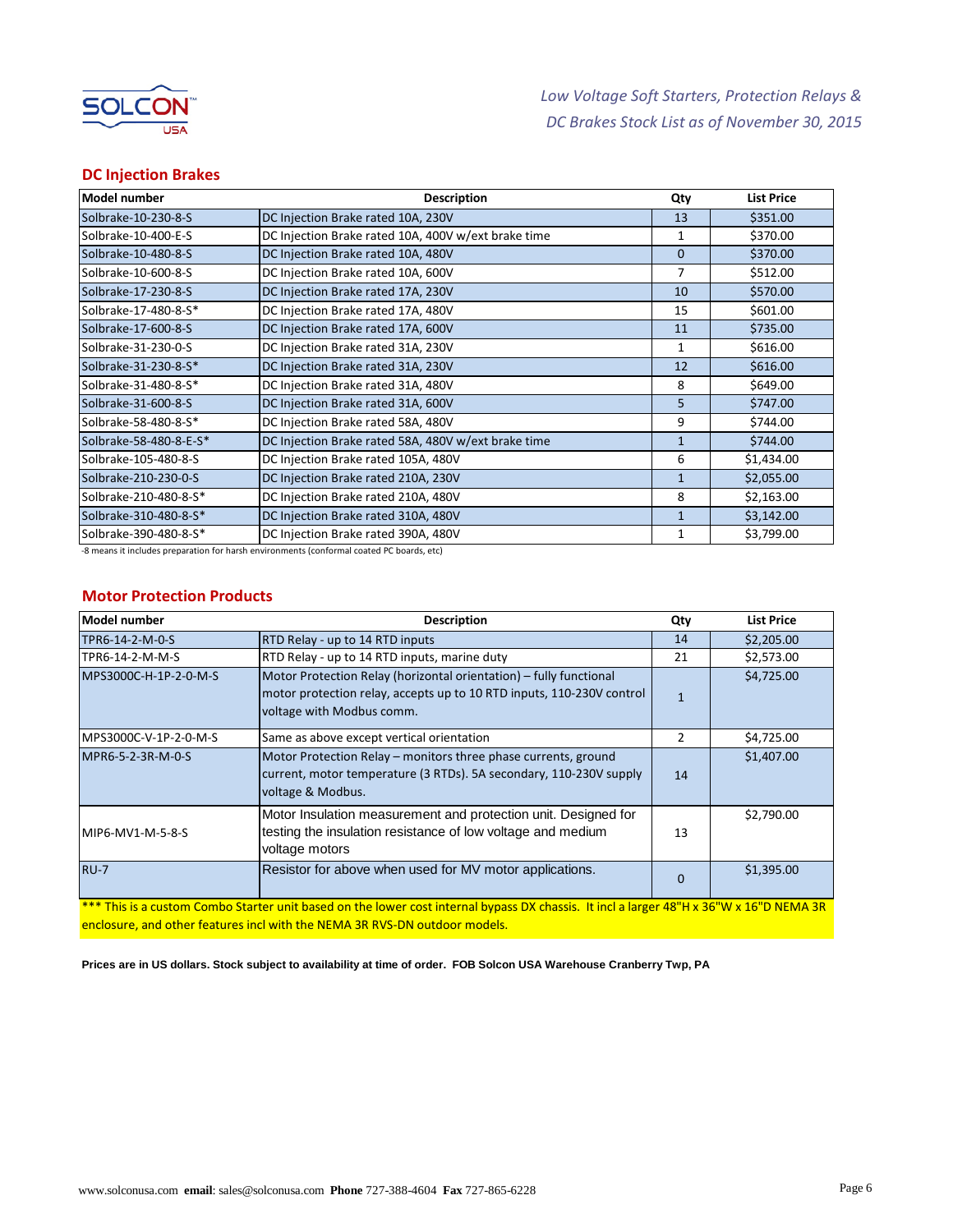*Low Voltage Soft Starters, Protection Relays & DC Brakes Stock List as of November 30, 2015*

## DC Injection Brakes

| Model number | Description | Qty | List Price |
|---|---|---|---|
| Solbrake-10-230-8-S | DC Injection Brake rated 10A, 230V | 13 | $351.00 |
| Solbrake-10-400-E-S | DC Injection Brake rated 10A, 400V w/ext brake time | 1 | $370.00 |
| Solbrake-10-480-8-S | DC Injection Brake rated 10A, 480V | 0 | $370.00 |
| Solbrake-10-600-8-S | DC Injection Brake rated 10A, 600V | 7 | $512.00 |
| Solbrake-17-230-8-S | DC Injection Brake rated 17A, 230V | 10 | $570.00 |
| Solbrake-17-480-8-S* | DC Injection Brake rated 17A, 480V | 15 | $601.00 |
| Solbrake-17-600-8-S | DC Injection Brake rated 17A, 600V | 11 | $735.00 |
| Solbrake-31-230-0-S | DC Injection Brake rated 31A, 230V | 1 | $616.00 |
| Solbrake-31-230-8-S* | DC Injection Brake rated 31A, 230V | 12 | $616.00 |
| Solbrake-31-480-8-S* | DC Injection Brake rated 31A, 480V | 8 | $649.00 |
| Solbrake-31-600-8-S | DC Injection Brake rated 31A, 600V | 5 | $747.00 |
| Solbrake-58-480-8-S* | DC Injection Brake rated 58A, 480V | 9 | $744.00 |
| Solbrake-58-480-8-E-S* | DC Injection Brake rated 58A, 480V w/ext brake time | 1 | $744.00 |
| Solbrake-105-480-8-S | DC Injection Brake rated 105A, 480V | 6 | $1,434.00 |
| Solbrake-210-230-0-S | DC Injection Brake rated 210A, 230V | 1 | $2,055.00 |
| Solbrake-210-480-8-S* | DC Injection Brake rated 210A, 480V | 8 | $2,163.00 |
| Solbrake-310-480-8-S* | DC Injection Brake rated 310A, 480V | 1 | $3,142.00 |
| Solbrake-390-480-8-S* | DC Injection Brake rated 390A, 480V | 1 | $3,799.00 |

-8 means it includes preparation for harsh environments (conformal coated PC boards, etc)

## Motor Protection Products

| Model number | Description | Qty | List Price |
|---|---|---|---|
| TPR6-14-2-M-0-S | RTD Relay - up to 14 RTD inputs | 14 | $2,205.00 |
| TPR6-14-2-M-M-S | RTD Relay - up to 14 RTD inputs, marine duty | 21 | $2,573.00 |
| MPS3000C-H-1P-2-0-M-S | Motor Protection Relay (horizontal orientation) – fully functional motor protection relay, accepts up to 10 RTD inputs, 110-230V control voltage with Modbus comm. | 1 | $4,725.00 |
| MPS3000C-V-1P-2-0-M-S | Same as above except vertical orientation | 2 | $4,725.00 |
| MPR6-5-2-3R-M-0-S | Motor Protection Relay – monitors three phase currents, ground current, motor temperature (3 RTDs). 5A secondary, 110-230V supply voltage & Modbus. | 14 | $1,407.00 |
| MIP6-MV1-M-5-8-S | Motor Insulation measurement and protection unit. Designed for testing the insulation resistance of low voltage and medium voltage motors | 13 | $2,790.00 |
| RU-7 | Resistor for above when used for MV motor applications. | 0 | $1,395.00 |

*** This is a custom Combo Starter unit based on the lower cost internal bypass DX chassis. It incl a larger 48"H x 36"W x 16"D NEMA 3R enclosure, and other features incl with the NEMA 3R RVS-DN outdoor models.

**Prices are in US dollars. Stock subject to availability at time of order. FOB Solcon USA Warehouse Cranberry Twp, PA**

www.solconusa.com **email**: sales@solconusa.com **Phone** 727-388-4604 **Fax** 727-865-6228